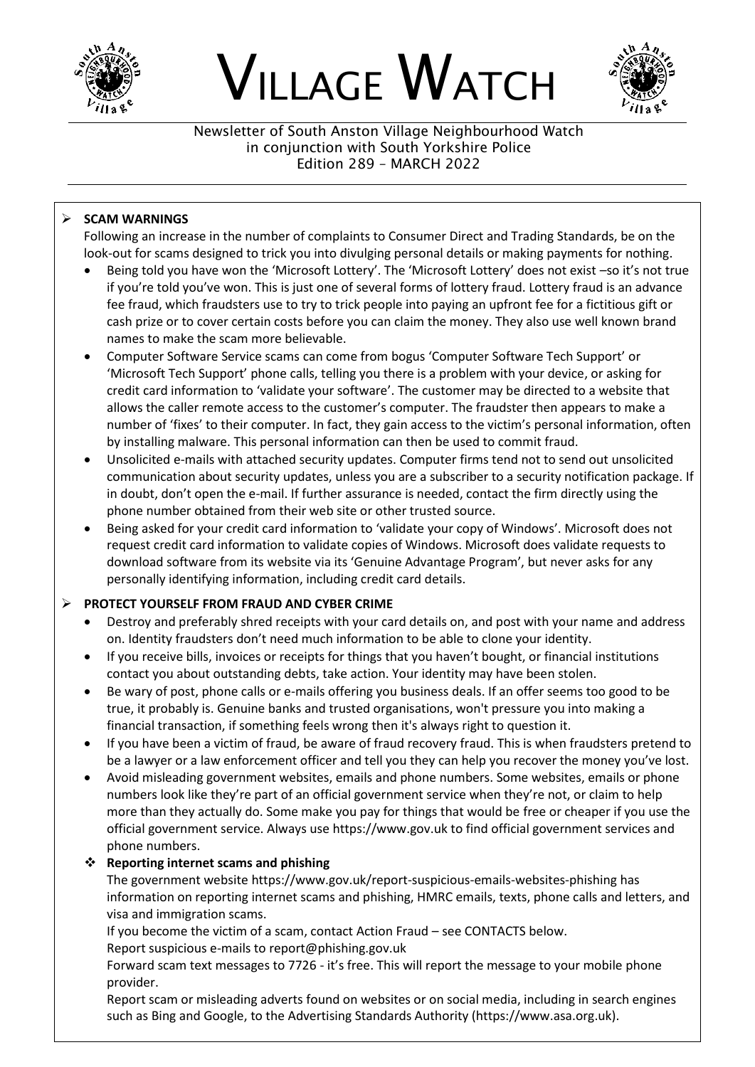# VILLAGE WATCH

Newsletter of South Anston Village Neighbourhood Watch
in conjunction with South Yorkshire Police
Edition 289 – MARCH 2022

- **SCAM WARNINGS**

  Following an increase in the number of complaints to Consumer Direct and Trading Standards, be on the look-out for scams designed to trick you into divulging personal details or making payments for nothing.

  - Being told you have won the 'Microsoft Lottery'. The 'Microsoft Lottery' does not exist –so it's not true if you're told you've won. This is just one of several forms of lottery fraud. Lottery fraud is an advance fee fraud, which fraudsters use to try to trick people into paying an upfront fee for a fictitious gift or cash prize or to cover certain costs before you can claim the money. They also use well known brand names to make the scam more believable.
  - Computer Software Service scams can come from bogus 'Computer Software Tech Support' or 'Microsoft Tech Support' phone calls, telling you there is a problem with your device, or asking for credit card information to 'validate your software'. The customer may be directed to a website that allows the caller remote access to the customer's computer. The fraudster then appears to make a number of 'fixes' to their computer. In fact, they gain access to the victim's personal information, often by installing malware. This personal information can then be used to commit fraud.
  - Unsolicited e-mails with attached security updates. Computer firms tend not to send out unsolicited communication about security updates, unless you are a subscriber to a security notification package. If in doubt, don't open the e-mail. If further assurance is needed, contact the firm directly using the phone number obtained from their web site or other trusted source.
  - Being asked for your credit card information to 'validate your copy of Windows'. Microsoft does not request credit card information to validate copies of Windows. Microsoft does validate requests to download software from its website via its 'Genuine Advantage Program', but never asks for any personally identifying information, including credit card details.

- **PROTECT YOURSELF FROM FRAUD AND CYBER CRIME**

  - Destroy and preferably shred receipts with your card details on, and post with your name and address on. Identity fraudsters don't need much information to be able to clone your identity.
  - If you receive bills, invoices or receipts for things that you haven't bought, or financial institutions contact you about outstanding debts, take action. Your identity may have been stolen.
  - Be wary of post, phone calls or e-mails offering you business deals. If an offer seems too good to be true, it probably is. Genuine banks and trusted organisations, won't pressure you into making a financial transaction, if something feels wrong then it's always right to question it.
  - If you have been a victim of fraud, be aware of fraud recovery fraud. This is when fraudsters pretend to be a lawyer or a law enforcement officer and tell you they can help you recover the money you've lost.
  - Avoid misleading government websites, emails and phone numbers. Some websites, emails or phone numbers look like they're part of an official government service when they're not, or claim to help more than they actually do. Some make you pay for things that would be free or cheaper if you use the official government service. Always use https://www.gov.uk to find official government services and phone numbers.

  - **Reporting internet scams and phishing**

    The government website https://www.gov.uk/report-suspicious-emails-websites-phishing has information on reporting internet scams and phishing, HMRC emails, texts, phone calls and letters, and visa and immigration scams.

    If you become the victim of a scam, contact Action Fraud – see CONTACTS below.

    Report suspicious e-mails to report@phishing.gov.uk

    Forward scam text messages to 7726 - it's free. This will report the message to your mobile phone provider.

    Report scam or misleading adverts found on websites or on social media, including in search engines such as Bing and Google, to the Advertising Standards Authority (https://www.asa.org.uk).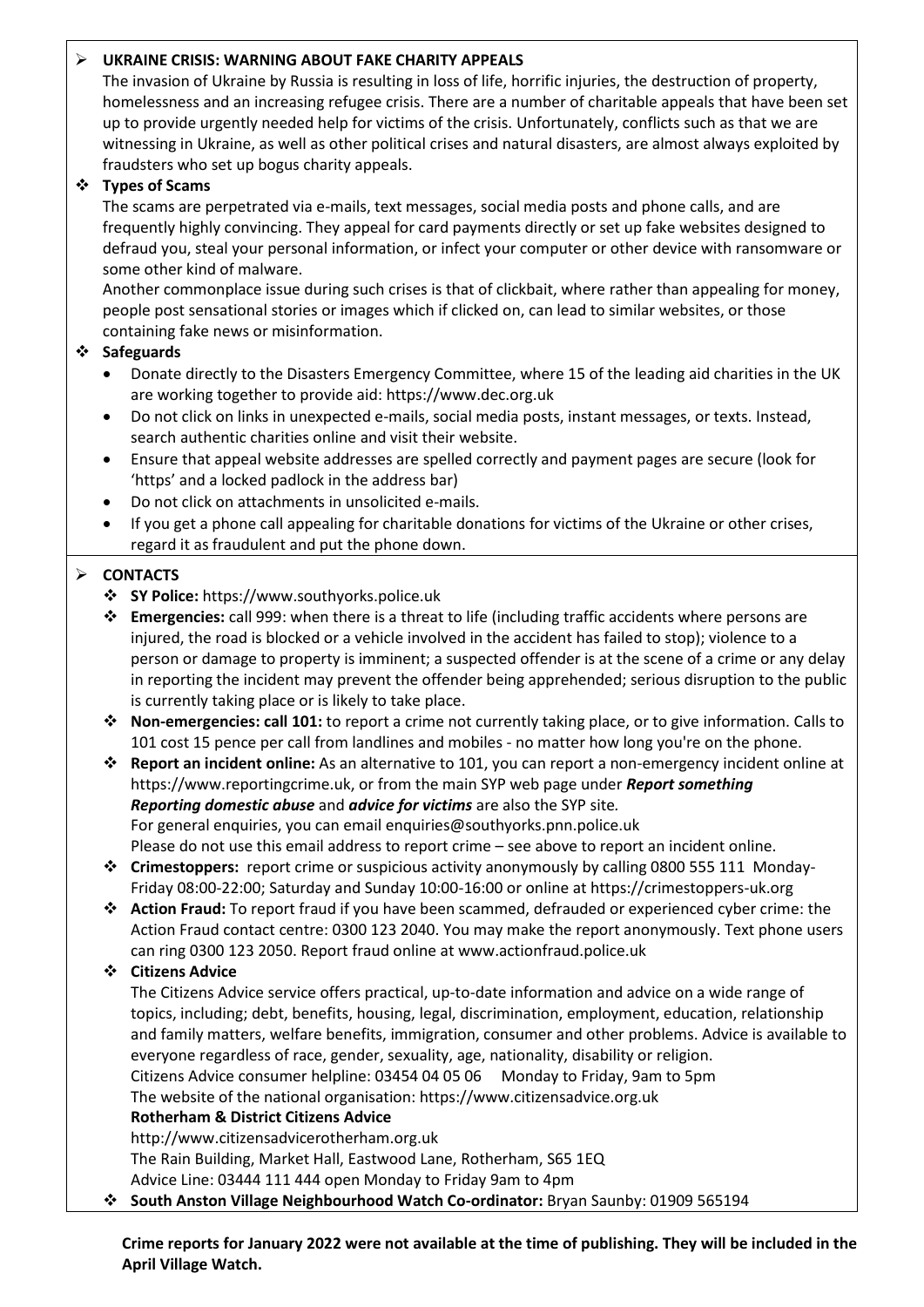## UKRAINE CRISIS: WARNING ABOUT FAKE CHARITY APPEALS

The invasion of Ukraine by Russia is resulting in loss of life, horrific injuries, the destruction of property, homelessness and an increasing refugee crisis. There are a number of charitable appeals that have been set up to provide urgently needed help for victims of the crisis. Unfortunately, conflicts such as that we are witnessing in Ukraine, as well as other political crises and natural disasters, are almost always exploited by fraudsters who set up bogus charity appeals.

### Types of Scams

The scams are perpetrated via e-mails, text messages, social media posts and phone calls, and are frequently highly convincing. They appeal for card payments directly or set up fake websites designed to defraud you, steal your personal information, or infect your computer or other device with ransomware or some other kind of malware.

Another commonplace issue during such crises is that of clickbait, where rather than appealing for money, people post sensational stories or images which if clicked on, can lead to similar websites, or those containing fake news or misinformation.

### Safeguards

- Donate directly to the Disasters Emergency Committee, where 15 of the leading aid charities in the UK are working together to provide aid: https://www.dec.org.uk
- Do not click on links in unexpected e-mails, social media posts, instant messages, or texts. Instead, search authentic charities online and visit their website.
- Ensure that appeal website addresses are spelled correctly and payment pages are secure (look for 'https' and a locked padlock in the address bar)
- Do not click on attachments in unsolicited e-mails.
- If you get a phone call appealing for charitable donations for victims of the Ukraine or other crises, regard it as fraudulent and put the phone down.

## CONTACTS

- **SY Police:** https://www.southyorks.police.uk
- **Emergencies:** call 999: when there is a threat to life (including traffic accidents where persons are injured, the road is blocked or a vehicle involved in the accident has failed to stop); violence to a person or damage to property is imminent; a suspected offender is at the scene of a crime or any delay in reporting the incident may prevent the offender being apprehended; serious disruption to the public is currently taking place or is likely to take place.
- **Non-emergencies: call 101:** to report a crime not currently taking place, or to give information. Calls to 101 cost 15 pence per call from landlines and mobiles - no matter how long you're on the phone.
- **Report an incident online:** As an alternative to 101, you can report a non-emergency incident online at https://www.reportingcrime.uk, or from the main SYP web page under ***Report something***
  ***Reporting domestic abuse*** and ***advice for victims*** are also the SYP site.
  For general enquiries, you can email enquiries@southyorks.pnn.police.uk
  Please do not use this email address to report crime – see above to report an incident online.
- **Crimestoppers:** report crime or suspicious activity anonymously by calling 0800 555 111 Monday-Friday 08:00-22:00; Saturday and Sunday 10:00-16:00 or online at https://crimestoppers-uk.org
- **Action Fraud:** To report fraud if you have been scammed, defrauded or experienced cyber crime: the Action Fraud contact centre: 0300 123 2040. You may make the report anonymously. Text phone users can ring 0300 123 2050. Report fraud online at www.actionfraud.police.uk
- **Citizens Advice**
  The Citizens Advice service offers practical, up-to-date information and advice on a wide range of topics, including; debt, benefits, housing, legal, discrimination, employment, education, relationship and family matters, welfare benefits, immigration, consumer and other problems. Advice is available to everyone regardless of race, gender, sexuality, age, nationality, disability or religion.
  Citizens Advice consumer helpline: 03454 04 05 06 Monday to Friday, 9am to 5pm
  The website of the national organisation: https://www.citizensadvice.org.uk
  **Rotherham & District Citizens Advice**
  http://www.citizensadvicerotherham.org.uk
  The Rain Building, Market Hall, Eastwood Lane, Rotherham, S65 1EQ
  Advice Line: 03444 111 444 open Monday to Friday 9am to 4pm
- **South Anston Village Neighbourhood Watch Co-ordinator:** Bryan Saunby: 01909 565194

**Crime reports for January 2022 were not available at the time of publishing. They will be included in the April Village Watch.**